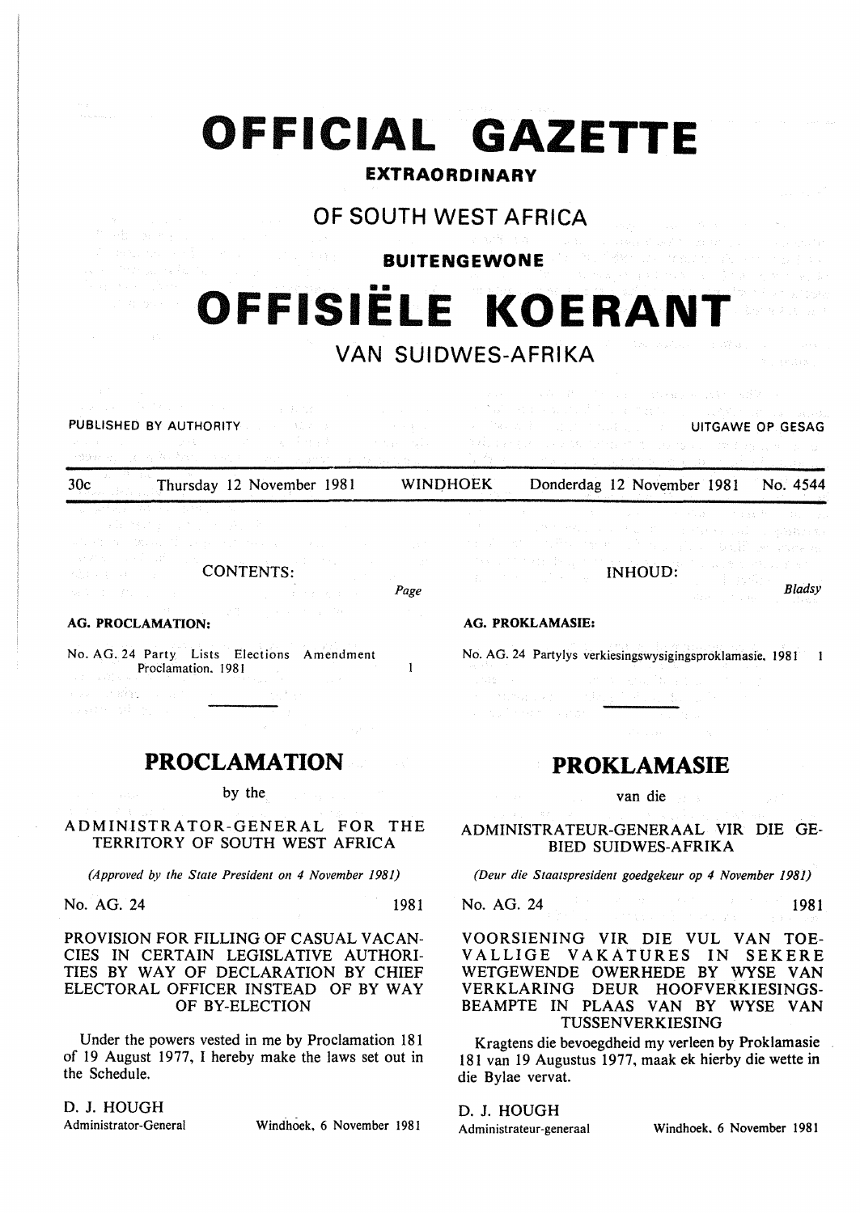# OFFICIAL GAZETTE

## EXTRAORDINARY

## OF SOUTH WEST AFRICA

## BUITENGEWONE

# OFFISIËLE KOERANT

## VAN SUIDWES-AFRIKA

PUBLISHED BY AUTHORITY — UITGAWE OP GESAG

| 30c | Thursday 12 November 1981 | WINDHOEK | Donderdag 12 November 1981 | No. 4544 |
|---|---|---|---|---|

### CONTENTS:

| | Page |
|---|---|
| **AG. PROCLAMATION:** | |
| No. AG. 24 Party Lists Elections Amendment Proclamation, 1981 | 1 |

## PROCLAMATION

by the

### ADMINISTRATOR-GENERAL FOR THE TERRITORY OF SOUTH WEST AFRICA

*(Approved by the State President on 4 November 1981)*

No. AG. 24 — 1981

PROVISION FOR FILLING OF CASUAL VACANCIES IN CERTAIN LEGISLATIVE AUTHORITIES BY WAY OF DECLARATION BY CHIEF ELECTORAL OFFICER INSTEAD OF BY WAY OF BY-ELECTION

Under the powers vested in me by Proclamation 181 of 19 August 1977, I hereby make the laws set out in the Schedule.

D. J. HOUGH
Administrator-General

Windhoek, 6 November 1981

### INHOUD:

| | Bladsy |
|---|---|
| **AG. PROKLAMASIE:** | |
| No. AG. 24 Partylys verkiesingswysigingsproklamasie, 1981 | 1 |

## PROKLAMASIE

van die

### ADMINISTRATEUR-GENERAAL VIR DIE GEBIED SUIDWES-AFRIKA

*(Deur die Staatspresident goedgekeur op 4 November 1981)*

No. AG. 24 — 1981

VOORSIENING VIR DIE VUL VAN TOEVALLIGE VAKATURES IN SEKERE WETGEWENDE OWERHEDE BY WYSE VAN VERKLARING DEUR HOOFVERKIESINGSBEAMPTE IN PLAAS VAN BY WYSE VAN TUSSENVERKIESING

Kragtens die bevoegdheid my verleen by Proklamasie 181 van 19 Augustus 1977, maak ek hierby die wette in die Bylae vervat.

D. J. HOUGH
Administrateur-generaal

Windhoek, 6 November 1981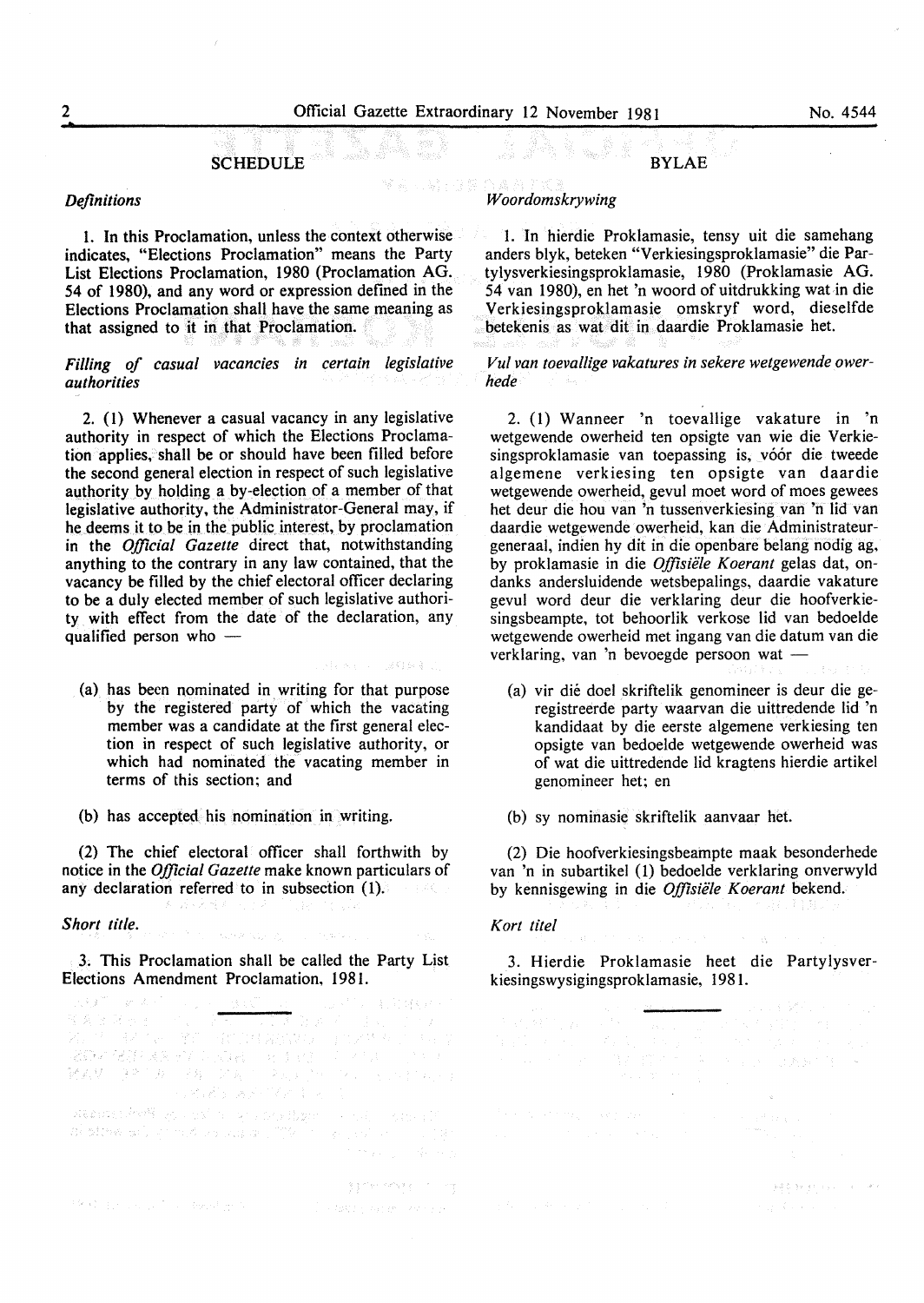## SCHEDULE

*Definitions*

1. In this Proclamation, unless the context otherwise indicates, "Elections Proclamation" means the Party List Elections Proclamation, 1980 (Proclamation AG. 54 of 1980), and any word or expression defined in the Elections Proclamation shall have the same meaning as that assigned to it in that Proclamation.

*Filling of casual vacancies in certain legislative authorities*

2. (1) Whenever a casual vacancy in any legislative authority in respect of which the Elections Proclamation applies, shall be or should have been filled before the second general election in respect of such legislative authority by holding a by-election of a member of that legislative authority, the Administrator-General may, if he deems it to be in the public interest, by proclamation in the *Official Gazette* direct that, notwithstanding anything to the contrary in any law contained, that the vacancy be filled by the chief electoral officer declaring to be a duly elected member of such legislative authority with effect from the date of the declaration, any qualified person who —

(a) has been nominated in writing for that purpose by the registered party of which the vacating member was a candidate at the first general election in respect of such legislative authority, or which had nominated the vacating member in terms of this section; and

(b) has accepted his nomination in writing.

(2) The chief electoral officer shall forthwith by notice in the *Official Gazette* make known particulars of any declaration referred to in subsection (1).

*Short title.*

3. This Proclamation shall be called the Party List Elections Amendment Proclamation, 1981.

---

## BYLAE

*Woordomskrywing*

1. In hierdie Proklamasie, tensy uit die samehang anders blyk, beteken "Verkiesingsproklamasie" die Partylysverkiesingsproklamasie, 1980 (Proklamasie AG. 54 van 1980), en het 'n woord of uitdrukking wat in die Verkiesingsproklamasie omskryf word, dieselfde betekenis as wat dit in daardie Proklamasie het.

*Vul van toevallige vakatures in sekere wetgewende owerhede*

2. (1) Wanneer 'n toevallige vakature in 'n wetgewende owerheid ten opsigte van wie die Verkiesingsproklamasie van toepassing is, vóór die tweede algemene verkiesing ten opsigte van daardie wetgewende owerheid, gevul moet word of moes gewees het deur die hou van 'n tussenverkiesing van 'n lid van daardie wetgewende owerheid, kan die Administrateurgeneraal, indien hy dit in die openbare belang nodig ag, by proklamasie in die *Offisiële Koerant* gelas dat, ondanks andersluidende wetsbepalings, daardie vakature gevul word deur die verklaring deur die hoofverkiesingsbeampte, tot behoorlik verkose lid van bedoelde wetgewende owerheid met ingang van die datum van die verklaring, van 'n bevoegde persoon wat —

(a) vir dié doel skriftelik genomineer is deur die geregistreerde party waarvan die uittredende lid 'n kandidaat by die eerste algemene verkiesing ten opsigte van bedoelde wetgewende owerheid was of wat die uittredende lid kragtens hierdie artikel genomineer het; en

(b) sy nominasie skriftelik aanvaar het.

(2) Die hoofverkiesingsbeampte maak besonderhede van 'n in subartikel (1) bedoelde verklaring onverwyld by kennisgewing in die *Offisiële Koerant* bekend.

*Kort titel*

3. Hierdie Proklamasie heet die Partylysverkiesingswysigingsproklamasie, 1981.